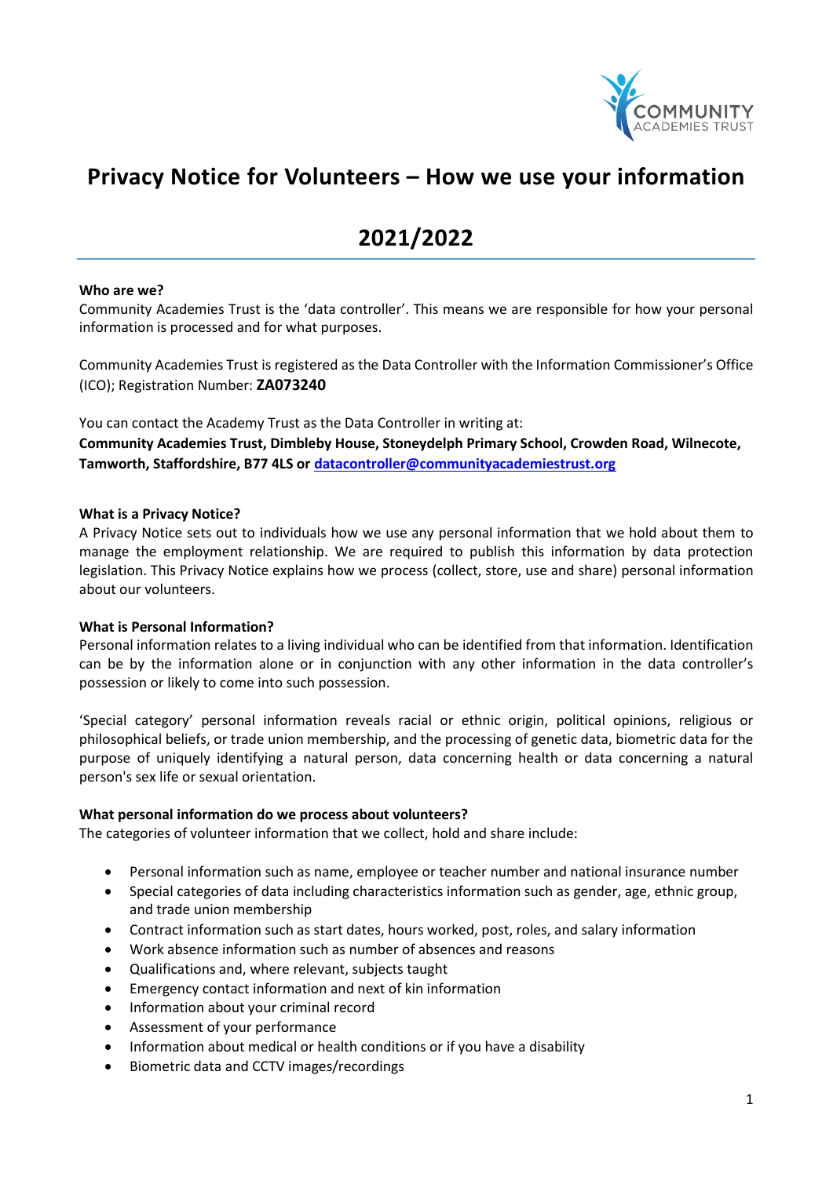// 

# Privacy Notice for Volunteers – How we use your information

# 2021/2022

**Who are we?**
Community Academies Trust is the 'data controller'. This means we are responsible for how your personal information is processed and for what purposes.

Community Academies Trust is registered as the Data Controller with the Information Commissioner's Office (ICO); Registration Number: **ZA073240**

You can contact the Academy Trust as the Data Controller in writing at:
**Community Academies Trust, Dimbleby House, Stoneydelph Primary School, Crowden Road, Wilnecote, Tamworth, Staffordshire, B77 4LS or [datacontroller@communityacademiestrust.org](mailto:datacontroller@communityacademiestrust.org)**

**What is a Privacy Notice?**
A Privacy Notice sets out to individuals how we use any personal information that we hold about them to manage the employment relationship. We are required to publish this information by data protection legislation. This Privacy Notice explains how we process (collect, store, use and share) personal information about our volunteers.

**What is Personal Information?**
Personal information relates to a living individual who can be identified from that information. Identification can be by the information alone or in conjunction with any other information in the data controller's possession or likely to come into such possession.

'Special category' personal information reveals racial or ethnic origin, political opinions, religious or philosophical beliefs, or trade union membership, and the processing of genetic data, biometric data for the purpose of uniquely identifying a natural person, data concerning health or data concerning a natural person's sex life or sexual orientation.

**What personal information do we process about volunteers?**
The categories of volunteer information that we collect, hold and share include:

- Personal information such as name, employee or teacher number and national insurance number
- Special categories of data including characteristics information such as gender, age, ethnic group, and trade union membership
- Contract information such as start dates, hours worked, post, roles, and salary information
- Work absence information such as number of absences and reasons
- Qualifications and, where relevant, subjects taught
- Emergency contact information and next of kin information
- Information about your criminal record
- Assessment of your performance
- Information about medical or health conditions or if you have a disability
- Biometric data and CCTV images/recordings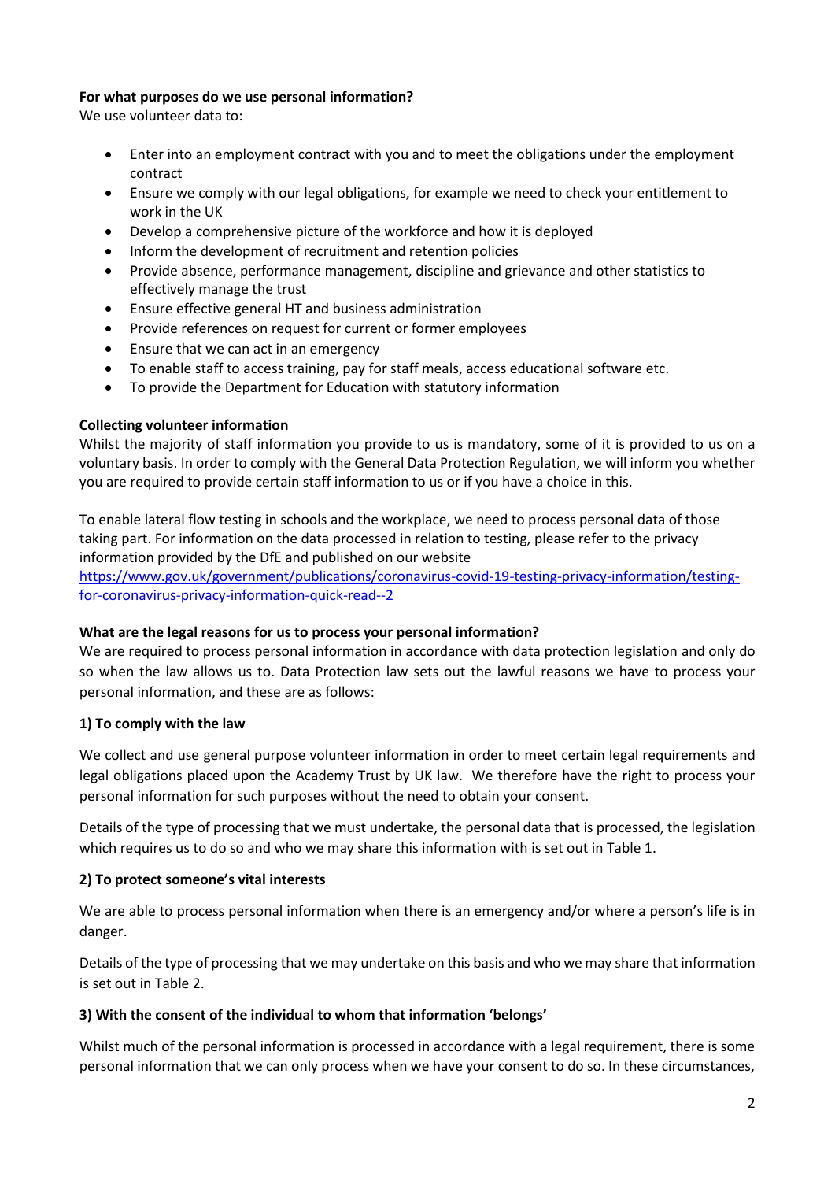**For what purposes do we use personal information?**

We use volunteer data to:

- Enter into an employment contract with you and to meet the obligations under the employment contract
- Ensure we comply with our legal obligations, for example we need to check your entitlement to work in the UK
- Develop a comprehensive picture of the workforce and how it is deployed
- Inform the development of recruitment and retention policies
- Provide absence, performance management, discipline and grievance and other statistics to effectively manage the trust
- Ensure effective general HT and business administration
- Provide references on request for current or former employees
- Ensure that we can act in an emergency
- To enable staff to access training, pay for staff meals, access educational software etc.
- To provide the Department for Education with statutory information

**Collecting volunteer information**

Whilst the majority of staff information you provide to us is mandatory, some of it is provided to us on a voluntary basis. In order to comply with the General Data Protection Regulation, we will inform you whether you are required to provide certain staff information to us or if you have a choice in this.

To enable lateral flow testing in schools and the workplace, we need to process personal data of those taking part. For information on the data processed in relation to testing, please refer to the privacy information provided by the DfE and published on our website [https://www.gov.uk/government/publications/coronavirus-covid-19-testing-privacy-information/testing-for-coronavirus-privacy-information-quick-read--2](https://www.gov.uk/government/publications/coronavirus-covid-19-testing-privacy-information/testing-for-coronavirus-privacy-information-quick-read--2)

**What are the legal reasons for us to process your personal information?**

We are required to process personal information in accordance with data protection legislation and only do so when the law allows us to. Data Protection law sets out the lawful reasons we have to process your personal information, and these are as follows:

**1) To comply with the law**

We collect and use general purpose volunteer information in order to meet certain legal requirements and legal obligations placed upon the Academy Trust by UK law. We therefore have the right to process your personal information for such purposes without the need to obtain your consent.

Details of the type of processing that we must undertake, the personal data that is processed, the legislation which requires us to do so and who we may share this information with is set out in Table 1.

**2) To protect someone's vital interests**

We are able to process personal information when there is an emergency and/or where a person's life is in danger.

Details of the type of processing that we may undertake on this basis and who we may share that information is set out in Table 2.

**3) With the consent of the individual to whom that information 'belongs'**

Whilst much of the personal information is processed in accordance with a legal requirement, there is some personal information that we can only process when we have your consent to do so. In these circumstances,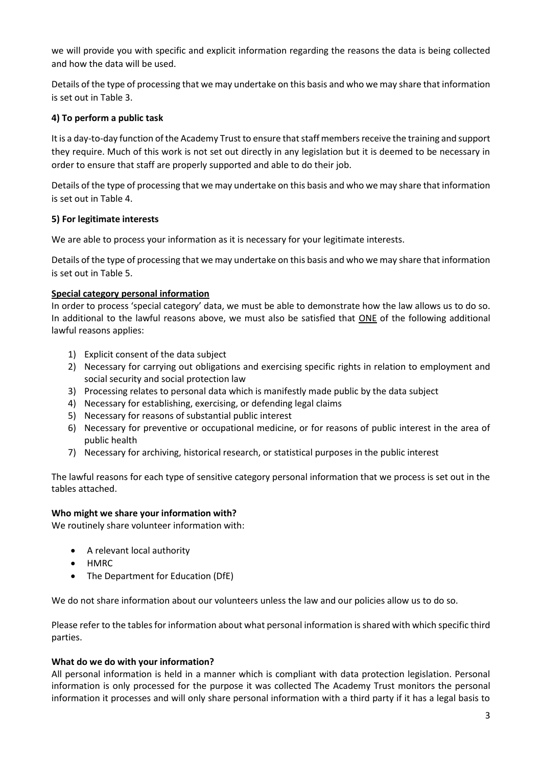we will provide you with specific and explicit information regarding the reasons the data is being collected and how the data will be used.

Details of the type of processing that we may undertake on this basis and who we may share that information is set out in Table 3.

**4) To perform a public task**

It is a day-to-day function of the Academy Trust to ensure that staff members receive the training and support they require. Much of this work is not set out directly in any legislation but it is deemed to be necessary in order to ensure that staff are properly supported and able to do their job.

Details of the type of processing that we may undertake on this basis and who we may share that information is set out in Table 4.

**5) For legitimate interests**

We are able to process your information as it is necessary for your legitimate interests.

Details of the type of processing that we may undertake on this basis and who we may share that information is set out in Table 5.

**Special category personal information**

In order to process 'special category' data, we must be able to demonstrate how the law allows us to do so. In additional to the lawful reasons above, we must also be satisfied that ONE of the following additional lawful reasons applies:

1) Explicit consent of the data subject
2) Necessary for carrying out obligations and exercising specific rights in relation to employment and social security and social protection law
3) Processing relates to personal data which is manifestly made public by the data subject
4) Necessary for establishing, exercising, or defending legal claims
5) Necessary for reasons of substantial public interest
6) Necessary for preventive or occupational medicine, or for reasons of public interest in the area of public health
7) Necessary for archiving, historical research, or statistical purposes in the public interest

The lawful reasons for each type of sensitive category personal information that we process is set out in the tables attached.

**Who might we share your information with?**

We routinely share volunteer information with:

- A relevant local authority
- HMRC
- The Department for Education (DfE)

We do not share information about our volunteers unless the law and our policies allow us to do so.

Please refer to the tables for information about what personal information is shared with which specific third parties.

**What do we do with your information?**

All personal information is held in a manner which is compliant with data protection legislation. Personal information is only processed for the purpose it was collected The Academy Trust monitors the personal information it processes and will only share personal information with a third party if it has a legal basis to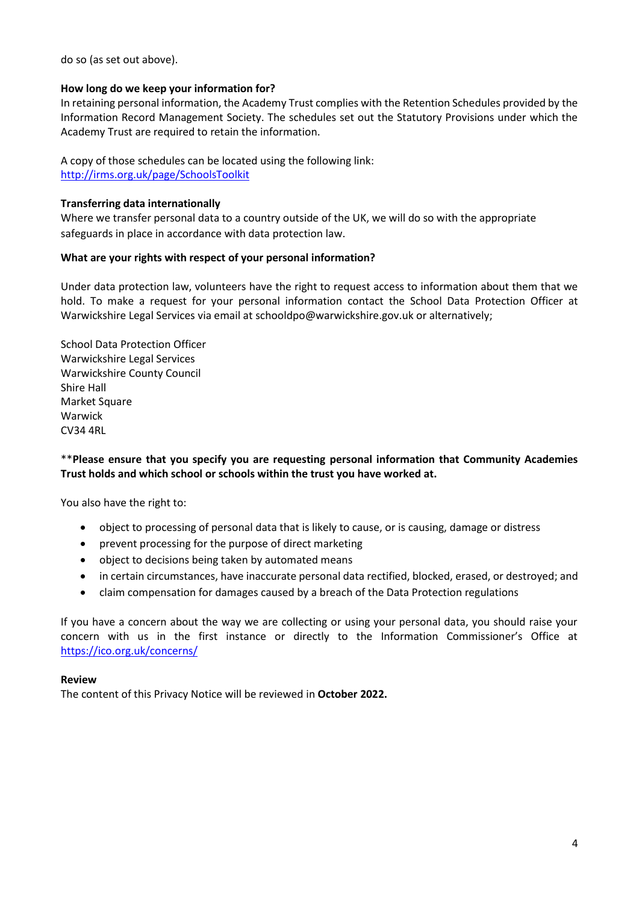do so (as set out above).

**How long do we keep your information for?**
In retaining personal information, the Academy Trust complies with the Retention Schedules provided by the Information Record Management Society. The schedules set out the Statutory Provisions under which the Academy Trust are required to retain the information.

A copy of those schedules can be located using the following link:
[http://irms.org.uk/page/SchoolsToolkit](http://irms.org.uk/page/SchoolsToolkit)

**Transferring data internationally**
Where we transfer personal data to a country outside of the UK, we will do so with the appropriate safeguards in place in accordance with data protection law.

**What are your rights with respect of your personal information?**

Under data protection law, volunteers have the right to request access to information about them that we hold. To make a request for your personal information contact the School Data Protection Officer at Warwickshire Legal Services via email at schooldpo@warwickshire.gov.uk or alternatively;

School Data Protection Officer
Warwickshire Legal Services
Warwickshire County Council
Shire Hall
Market Square
Warwick
CV34 4RL

**Please ensure that you specify you are requesting personal information that Community Academies Trust holds and which school or schools within the trust you have worked at.**

You also have the right to:

- object to processing of personal data that is likely to cause, or is causing, damage or distress
- prevent processing for the purpose of direct marketing
- object to decisions being taken by automated means
- in certain circumstances, have inaccurate personal data rectified, blocked, erased, or destroyed; and
- claim compensation for damages caused by a breach of the Data Protection regulations

If you have a concern about the way we are collecting or using your personal data, you should raise your concern with us in the first instance or directly to the Information Commissioner's Office at [https://ico.org.uk/concerns/](https://ico.org.uk/concerns/)

**Review**
The content of this Privacy Notice will be reviewed in **October 2022.**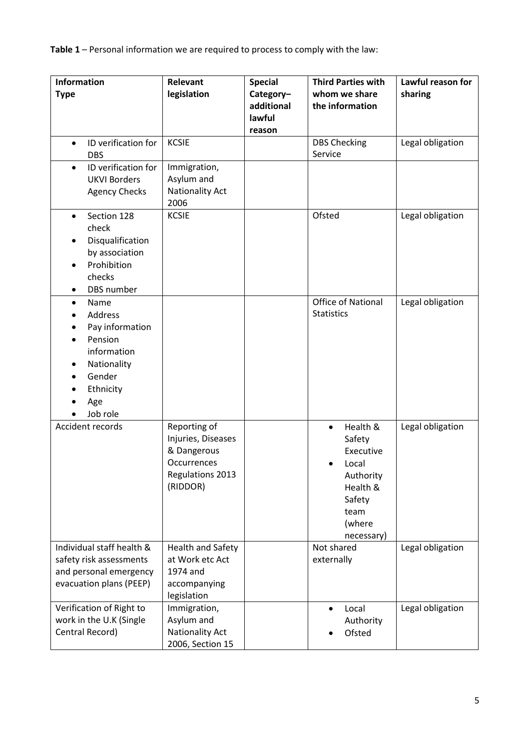**Table 1** – Personal information we are required to process to comply with the law:

| Information Type | Relevant legislation | Special Category– additional lawful reason | Third Parties with whom we share the information | Lawful reason for sharing |
|---|---|---|---|---|
| • ID verification for DBS | KCSIE | | DBS Checking Service | Legal obligation |
| • ID verification for UKVI Borders Agency Checks | Immigration, Asylum and Nationality Act 2006 | | | |
| • Section 128 check<br>• Disqualification by association<br>• Prohibition checks<br>• DBS number | KCSIE | | Ofsted | Legal obligation |
| • Name<br>• Address<br>• Pay information<br>• Pension information<br>• Nationality<br>• Gender<br>• Ethnicity<br>• Age<br>• Job role | | | Office of National Statistics | Legal obligation |
| Accident records | Reporting of Injuries, Diseases & Dangerous Occurrences Regulations 2013 (RIDDOR) | | • Health & Safety Executive<br>• Local Authority Health & Safety team (where necessary) | Legal obligation |
| Individual staff health & safety risk assessments and personal emergency evacuation plans (PEEP) | Health and Safety at Work etc Act 1974 and accompanying legislation | | Not shared externally | Legal obligation |
| Verification of Right to work in the U.K (Single Central Record) | Immigration, Asylum and Nationality Act 2006, Section 15 | | • Local Authority<br>• Ofsted | Legal obligation |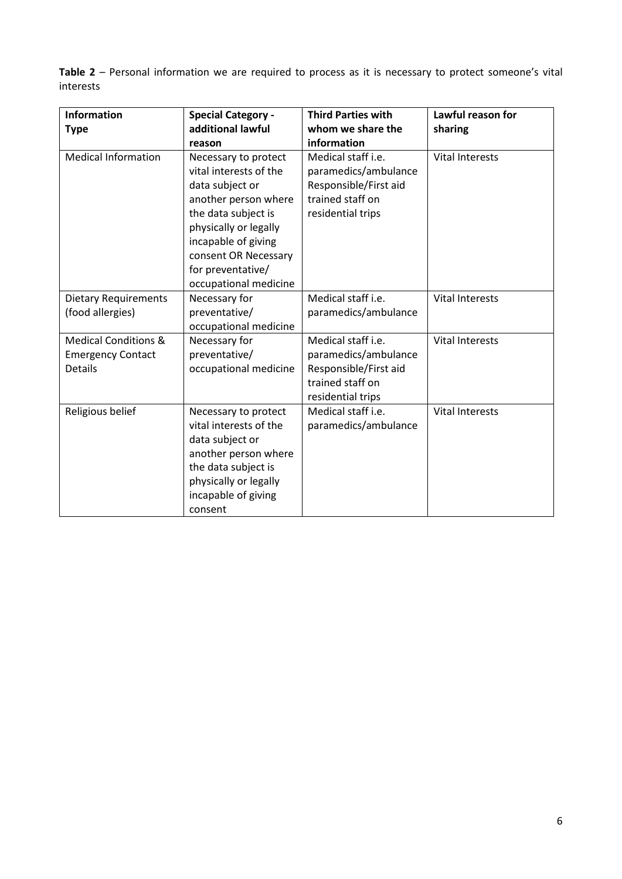**Table 2** – Personal information we are required to process as it is necessary to protect someone's vital interests

| Information Type | Special Category - additional lawful reason | Third Parties with whom we share the information | Lawful reason for sharing |
|---|---|---|---|
| Medical Information | Necessary to protect vital interests of the data subject or another person where the data subject is physically or legally incapable of giving consent OR Necessary for preventative/ occupational medicine | Medical staff i.e. paramedics/ambulance Responsible/First aid trained staff on residential trips | Vital Interests |
| Dietary Requirements (food allergies) | Necessary for preventative/ occupational medicine | Medical staff i.e. paramedics/ambulance | Vital Interests |
| Medical Conditions & Emergency Contact Details | Necessary for preventative/ occupational medicine | Medical staff i.e. paramedics/ambulance Responsible/First aid trained staff on residential trips | Vital Interests |
| Religious belief | Necessary to protect vital interests of the data subject or another person where the data subject is physically or legally incapable of giving consent | Medical staff i.e. paramedics/ambulance | Vital Interests |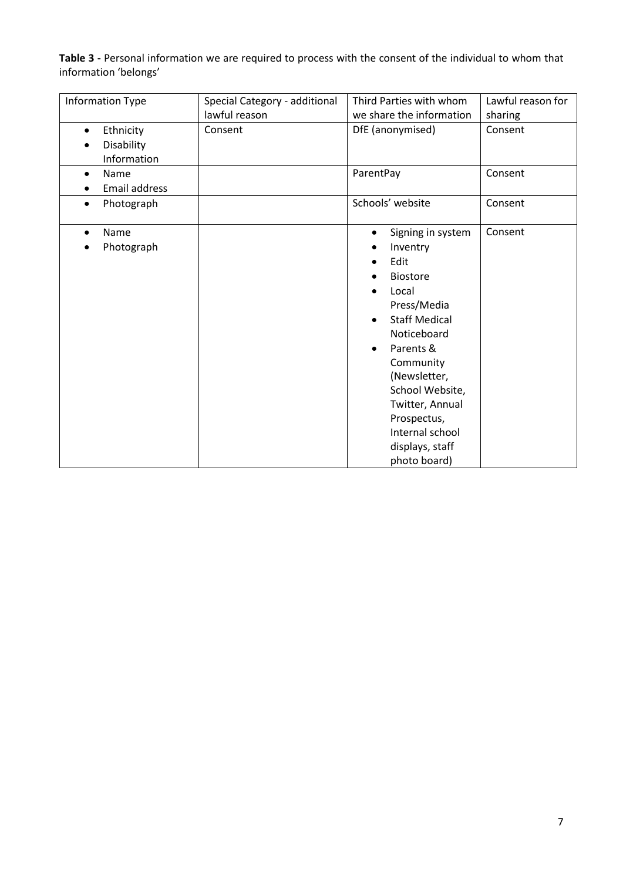**Table 3 -** Personal information we are required to process with the consent of the individual to whom that information 'belongs'

| Information Type | Special Category - additional lawful reason | Third Parties with whom we share the information | Lawful reason for sharing |
|---|---|---|---|
| • Ethnicity<br>• Disability Information | Consent | DfE (anonymised) | Consent |
| • Name<br>• Email address | | ParentPay | Consent |
| • Photograph | | Schools' website | Consent |
| • Name<br>• Photograph | | • Signing in system<br>• Inventry<br>• Edit<br>• Biostore<br>• Local Press/Media<br>• Staff Medical Noticeboard<br>• Parents & Community (Newsletter, School Website, Twitter, Annual Prospectus, Internal school displays, staff photo board) | Consent |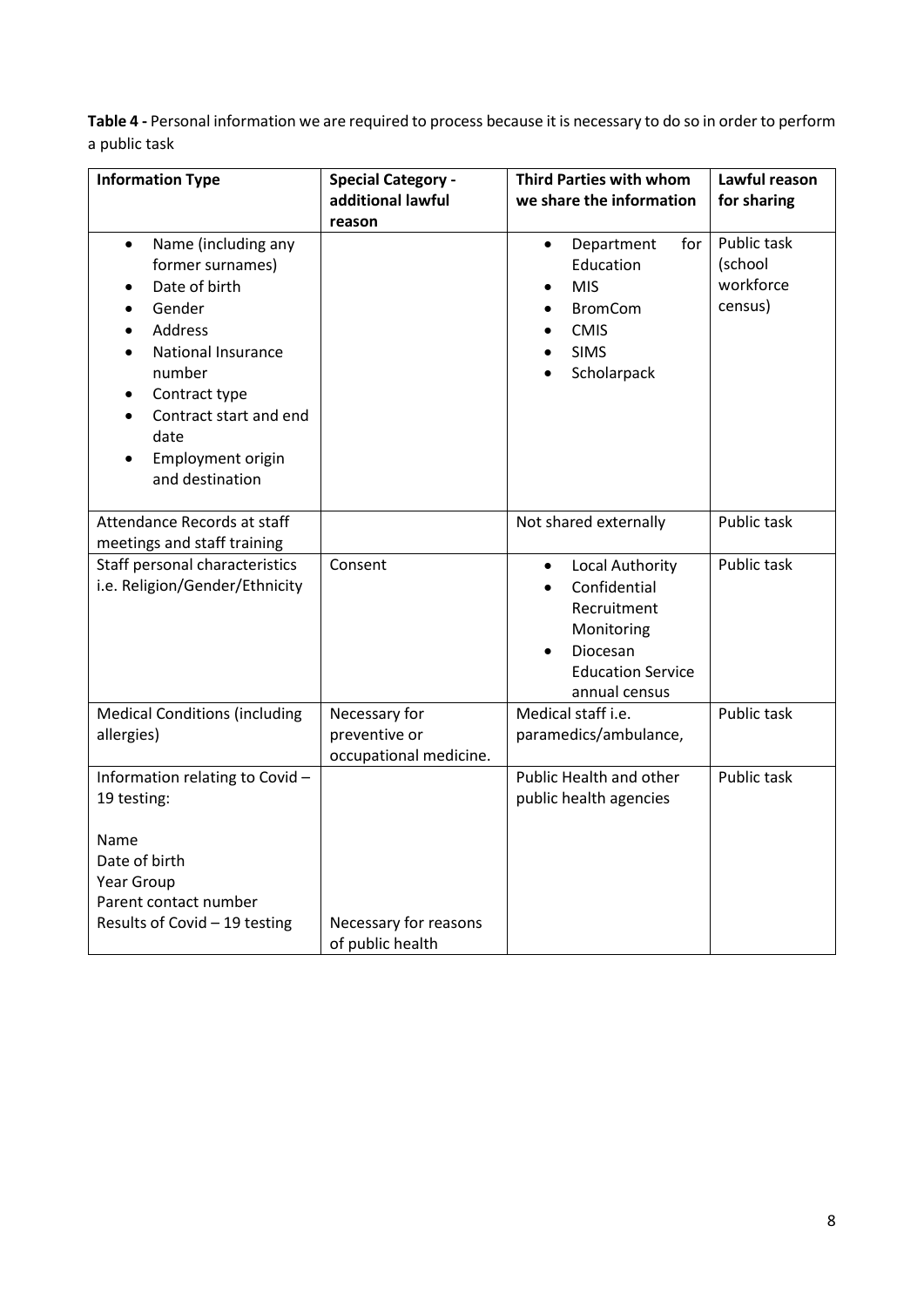**Table 4 -** Personal information we are required to process because it is necessary to do so in order to perform a public task

| Information Type | Special Category - additional lawful reason | Third Parties with whom we share the information | Lawful reason for sharing |
|---|---|---|---|
| • Name (including any former surnames)<br>• Date of birth<br>• Gender<br>• Address<br>• National Insurance number<br>• Contract type<br>• Contract start and end date<br>• Employment origin and destination | | • Department for Education<br>• MIS<br>• BromCom<br>• CMIS<br>• SIMS<br>• Scholarpack | Public task (school workforce census) |
| Attendance Records at staff meetings and staff training | | Not shared externally | Public task |
| Staff personal characteristics i.e. Religion/Gender/Ethnicity | Consent | • Local Authority<br>• Confidential Recruitment Monitoring<br>• Diocesan Education Service annual census | Public task |
| Medical Conditions (including allergies) | Necessary for preventive or occupational medicine. | Medical staff i.e. paramedics/ambulance, | Public task |
| Information relating to Covid – 19 testing:<br><br>Name<br>Date of birth<br>Year Group<br>Parent contact number<br>Results of Covid – 19 testing | Necessary for reasons of public health | Public Health and other public health agencies | Public task |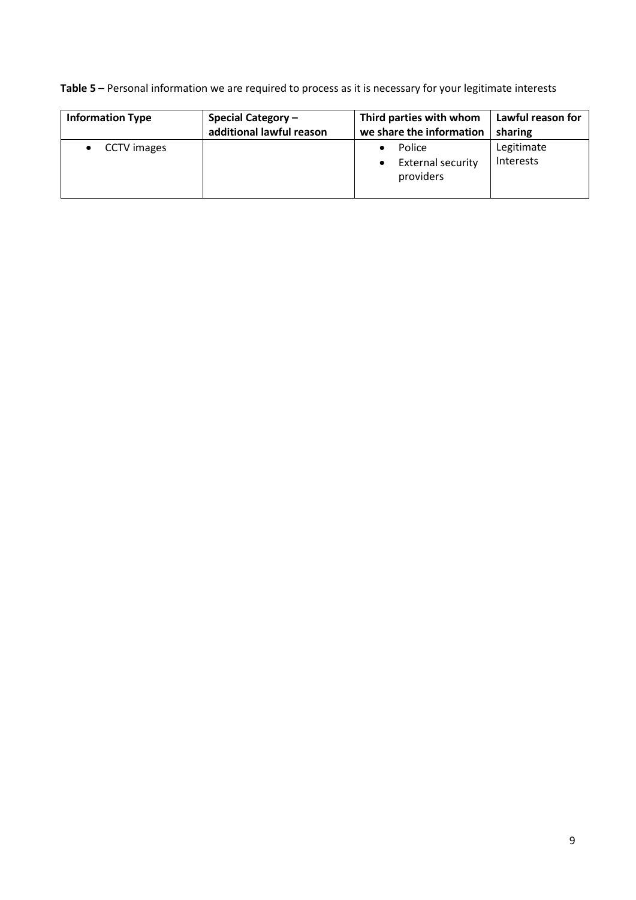**Table 5** – Personal information we are required to process as it is necessary for your legitimate interests

| Information Type | Special Category – additional lawful reason | Third parties with whom we share the information | Lawful reason for sharing |
|---|---|---|---|
| • CCTV images | | • Police<br>• External security providers | Legitimate Interests |